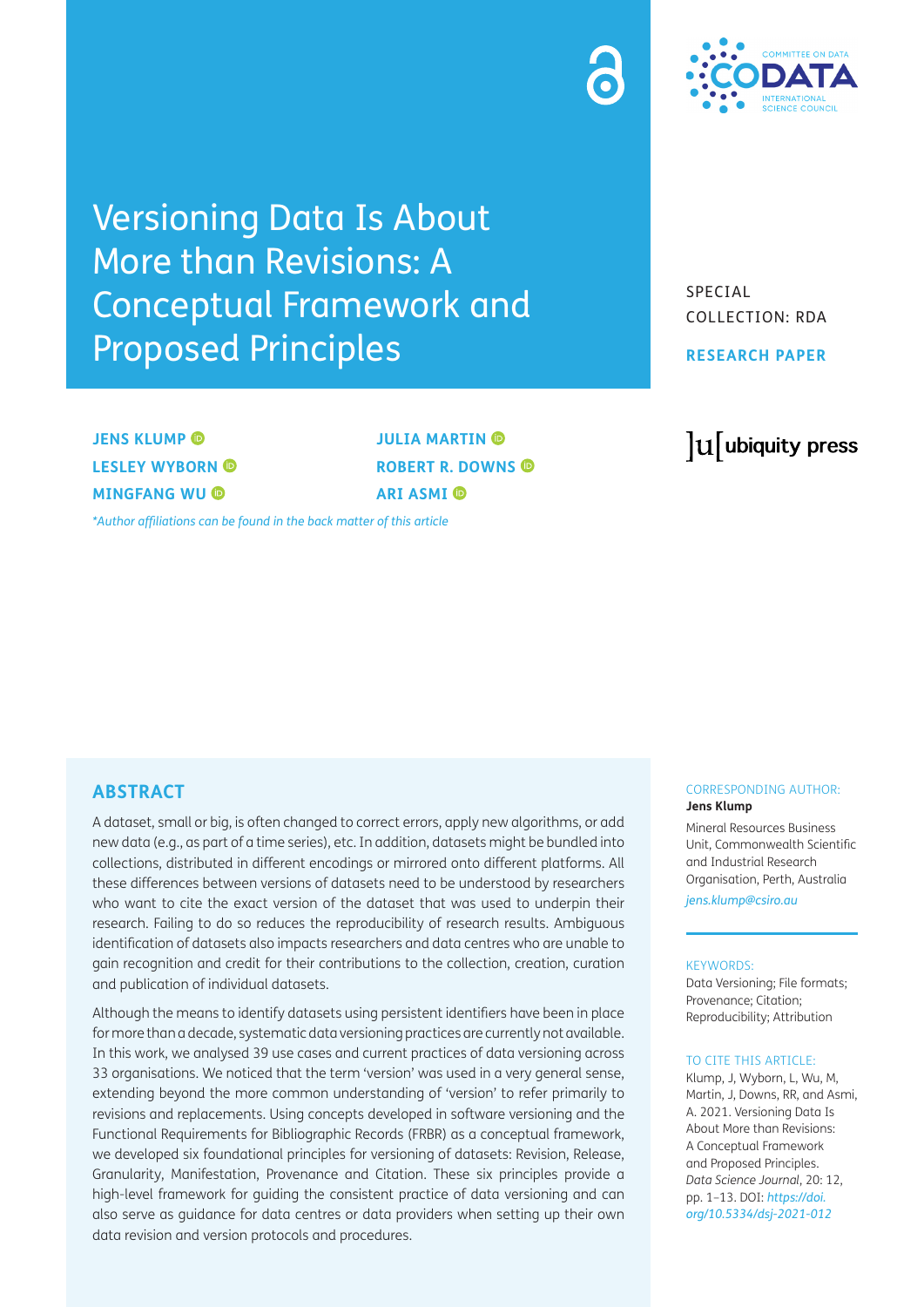# Versioning Data Is About More than Revisions: A Conceptual Framework and Proposed Principles

SPECIAL COLLECTION: RDA

**RESEARCH PAPER**

**JENS KLUMP**
**LESLEY WYBORN**
**MINGFANG WU**
**JULIA MARTIN**
**ROBERT R. DOWNS**
**ARI ASMI**

*\*Author affiliations can be found in the back matter of this article*

## ABSTRACT

A dataset, small or big, is often changed to correct errors, apply new algorithms, or add new data (e.g., as part of a time series), etc. In addition, datasets might be bundled into collections, distributed in different encodings or mirrored onto different platforms. All these differences between versions of datasets need to be understood by researchers who want to cite the exact version of the dataset that was used to underpin their research. Failing to do so reduces the reproducibility of research results. Ambiguous identification of datasets also impacts researchers and data centres who are unable to gain recognition and credit for their contributions to the collection, creation, curation and publication of individual datasets.

Although the means to identify datasets using persistent identifiers have been in place for more than a decade, systematic data versioning practices are currently not available. In this work, we analysed 39 use cases and current practices of data versioning across 33 organisations. We noticed that the term 'version' was used in a very general sense, extending beyond the more common understanding of 'version' to refer primarily to revisions and replacements. Using concepts developed in software versioning and the Functional Requirements for Bibliographic Records (FRBR) as a conceptual framework, we developed six foundational principles for versioning of datasets: Revision, Release, Granularity, Manifestation, Provenance and Citation. These six principles provide a high-level framework for guiding the consistent practice of data versioning and can also serve as guidance for data centres or data providers when setting up their own data revision and version protocols and procedures.

CORRESPONDING AUTHOR:
**Jens Klump**
Mineral Resources Business Unit, Commonwealth Scientific and Industrial Research Organisation, Perth, Australia
*jens.klump@csiro.au*

KEYWORDS:
Data Versioning; File formats; Provenance; Citation; Reproducibility; Attribution

TO CITE THIS ARTICLE:
Klump, J, Wyborn, L, Wu, M, Martin, J, Downs, RR, and Asmi, A. 2021. Versioning Data Is About More than Revisions: A Conceptual Framework and Proposed Principles. *Data Science Journal*, 20: 12, pp. 1–13. DOI: *https://doi.org/10.5334/dsj-2021-012*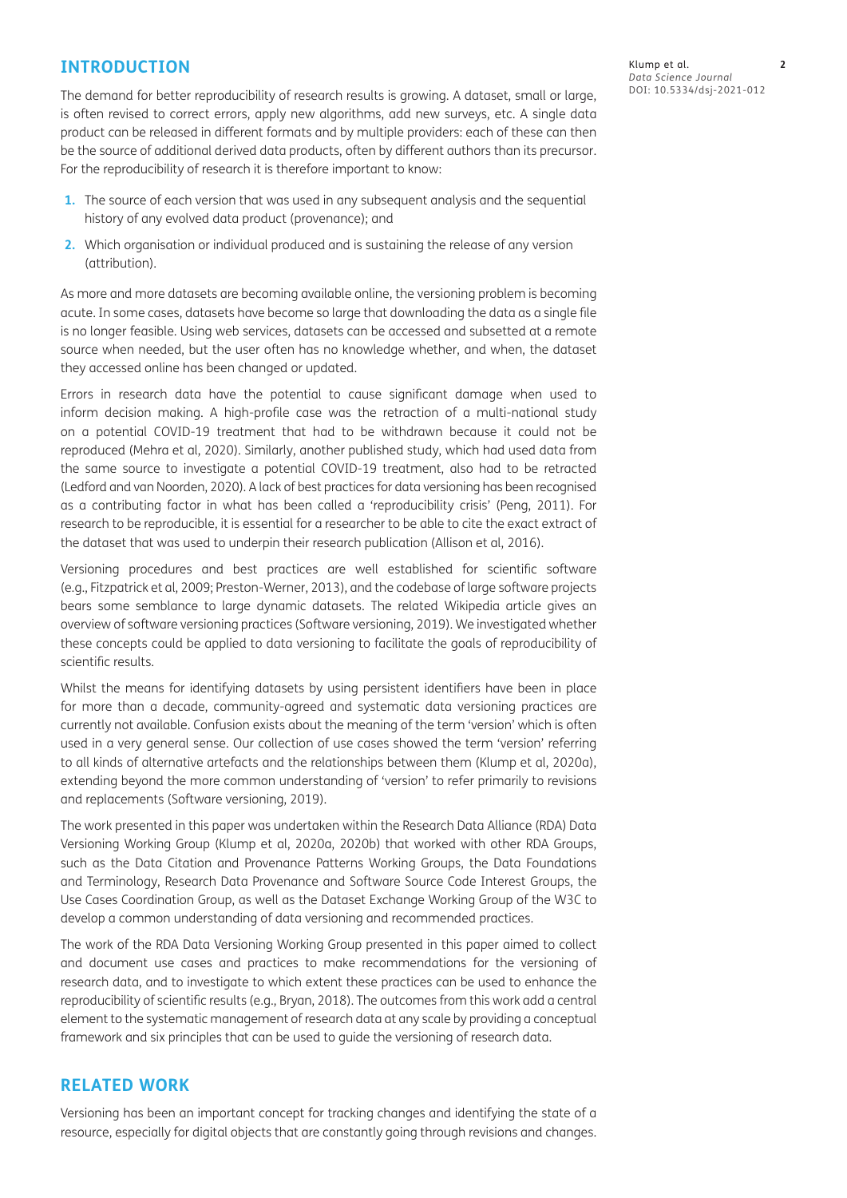## INTRODUCTION

The demand for better reproducibility of research results is growing. A dataset, small or large, is often revised to correct errors, apply new algorithms, add new surveys, etc. A single data product can be released in different formats and by multiple providers: each of these can then be the source of additional derived data products, often by different authors than its precursor. For the reproducibility of research it is therefore important to know:

1. The source of each version that was used in any subsequent analysis and the sequential history of any evolved data product (provenance); and
2. Which organisation or individual produced and is sustaining the release of any version (attribution).

As more and more datasets are becoming available online, the versioning problem is becoming acute. In some cases, datasets have become so large that downloading the data as a single file is no longer feasible. Using web services, datasets can be accessed and subsetted at a remote source when needed, but the user often has no knowledge whether, and when, the dataset they accessed online has been changed or updated.

Errors in research data have the potential to cause significant damage when used to inform decision making. A high-profile case was the retraction of a multi-national study on a potential COVID-19 treatment that had to be withdrawn because it could not be reproduced (Mehra et al, 2020). Similarly, another published study, which had used data from the same source to investigate a potential COVID-19 treatment, also had to be retracted (Ledford and van Noorden, 2020). A lack of best practices for data versioning has been recognised as a contributing factor in what has been called a 'reproducibility crisis' (Peng, 2011). For research to be reproducible, it is essential for a researcher to be able to cite the exact extract of the dataset that was used to underpin their research publication (Allison et al, 2016).

Versioning procedures and best practices are well established for scientific software (e.g., Fitzpatrick et al, 2009; Preston-Werner, 2013), and the codebase of large software projects bears some semblance to large dynamic datasets. The related Wikipedia article gives an overview of software versioning practices (Software versioning, 2019). We investigated whether these concepts could be applied to data versioning to facilitate the goals of reproducibility of scientific results.

Whilst the means for identifying datasets by using persistent identifiers have been in place for more than a decade, community-agreed and systematic data versioning practices are currently not available. Confusion exists about the meaning of the term 'version' which is often used in a very general sense. Our collection of use cases showed the term 'version' referring to all kinds of alternative artefacts and the relationships between them (Klump et al, 2020a), extending beyond the more common understanding of 'version' to refer primarily to revisions and replacements (Software versioning, 2019).

The work presented in this paper was undertaken within the Research Data Alliance (RDA) Data Versioning Working Group (Klump et al, 2020a, 2020b) that worked with other RDA Groups, such as the Data Citation and Provenance Patterns Working Groups, the Data Foundations and Terminology, Research Data Provenance and Software Source Code Interest Groups, the Use Cases Coordination Group, as well as the Dataset Exchange Working Group of the W3C to develop a common understanding of data versioning and recommended practices.

The work of the RDA Data Versioning Working Group presented in this paper aimed to collect and document use cases and practices to make recommendations for the versioning of research data, and to investigate to which extent these practices can be used to enhance the reproducibility of scientific results (e.g., Bryan, 2018). The outcomes from this work add a central element to the systematic management of research data at any scale by providing a conceptual framework and six principles that can be used to guide the versioning of research data.

## RELATED WORK

Versioning has been an important concept for tracking changes and identifying the state of a resource, especially for digital objects that are constantly going through revisions and changes.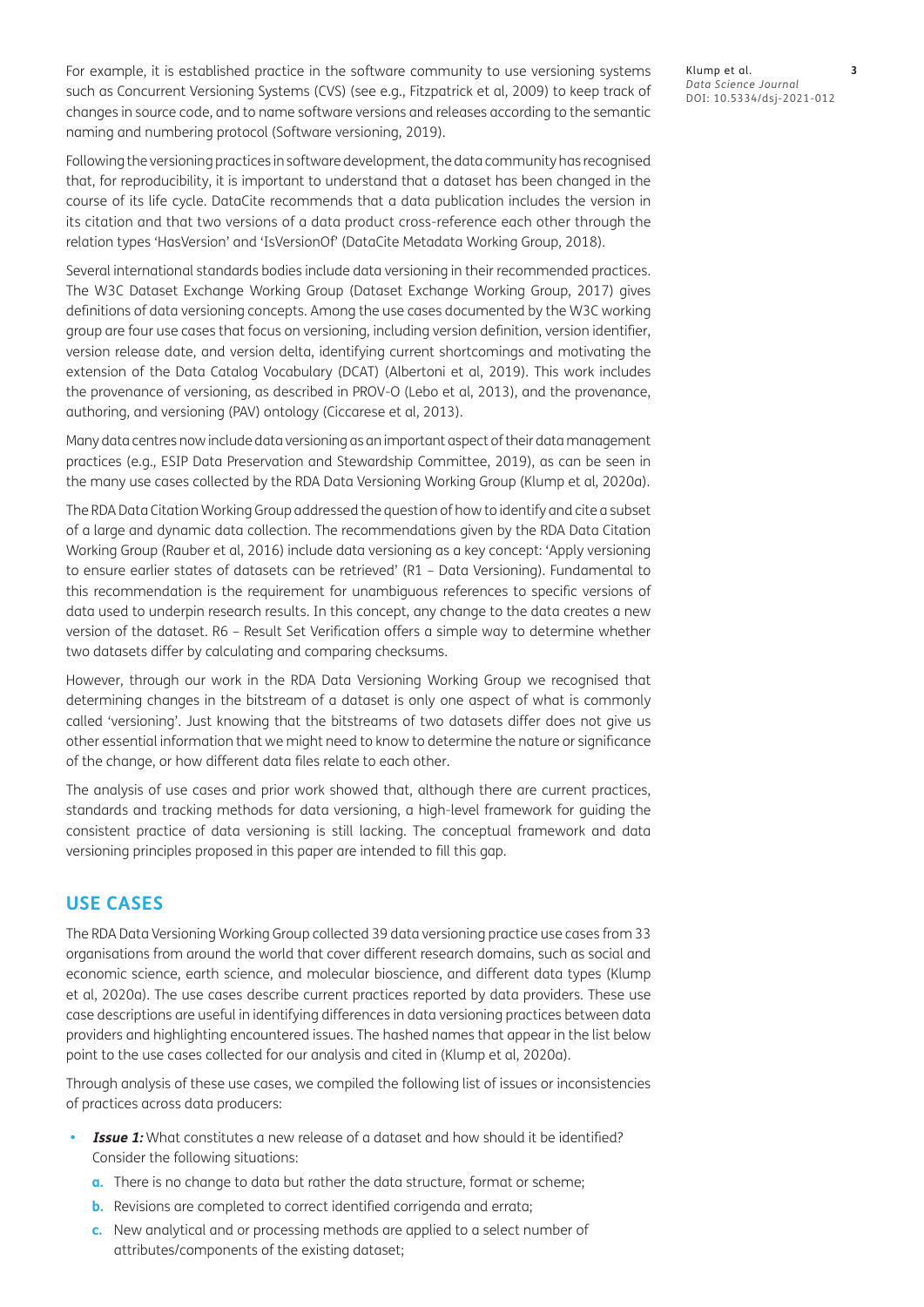For example, it is established practice in the software community to use versioning systems such as Concurrent Versioning Systems (CVS) (see e.g., Fitzpatrick et al, 2009) to keep track of changes in source code, and to name software versions and releases according to the semantic naming and numbering protocol (Software versioning, 2019).

Following the versioning practices in software development, the data community has recognised that, for reproducibility, it is important to understand that a dataset has been changed in the course of its life cycle. DataCite recommends that a data publication includes the version in its citation and that two versions of a data product cross-reference each other through the relation types 'HasVersion' and 'IsVersionOf' (DataCite Metadata Working Group, 2018).

Several international standards bodies include data versioning in their recommended practices. The W3C Dataset Exchange Working Group (Dataset Exchange Working Group, 2017) gives definitions of data versioning concepts. Among the use cases documented by the W3C working group are four use cases that focus on versioning, including version definition, version identifier, version release date, and version delta, identifying current shortcomings and motivating the extension of the Data Catalog Vocabulary (DCAT) (Albertoni et al, 2019). This work includes the provenance of versioning, as described in PROV-O (Lebo et al, 2013), and the provenance, authoring, and versioning (PAV) ontology (Ciccarese et al, 2013).

Many data centres now include data versioning as an important aspect of their data management practices (e.g., ESIP Data Preservation and Stewardship Committee, 2019), as can be seen in the many use cases collected by the RDA Data Versioning Working Group (Klump et al, 2020a).

The RDA Data Citation Working Group addressed the question of how to identify and cite a subset of a large and dynamic data collection. The recommendations given by the RDA Data Citation Working Group (Rauber et al, 2016) include data versioning as a key concept: 'Apply versioning to ensure earlier states of datasets can be retrieved' (R1 – Data Versioning). Fundamental to this recommendation is the requirement for unambiguous references to specific versions of data used to underpin research results. In this concept, any change to the data creates a new version of the dataset. R6 – Result Set Verification offers a simple way to determine whether two datasets differ by calculating and comparing checksums.

However, through our work in the RDA Data Versioning Working Group we recognised that determining changes in the bitstream of a dataset is only one aspect of what is commonly called 'versioning'. Just knowing that the bitstreams of two datasets differ does not give us other essential information that we might need to know to determine the nature or significance of the change, or how different data files relate to each other.

The analysis of use cases and prior work showed that, although there are current practices, standards and tracking methods for data versioning, a high-level framework for guiding the consistent practice of data versioning is still lacking. The conceptual framework and data versioning principles proposed in this paper are intended to fill this gap.

## USE CASES

The RDA Data Versioning Working Group collected 39 data versioning practice use cases from 33 organisations from around the world that cover different research domains, such as social and economic science, earth science, and molecular bioscience, and different data types (Klump et al, 2020a). The use cases describe current practices reported by data providers. These use case descriptions are useful in identifying differences in data versioning practices between data providers and highlighting encountered issues. The hashed names that appear in the list below point to the use cases collected for our analysis and cited in (Klump et al, 2020a).

Through analysis of these use cases, we compiled the following list of issues or inconsistencies of practices across data producers:

- ***Issue 1:*** What constitutes a new release of a dataset and how should it be identified? Consider the following situations:
    - **a.** There is no change to data but rather the data structure, format or scheme;
    - **b.** Revisions are completed to correct identified corrigenda and errata;
    - **c.** New analytical and or processing methods are applied to a select number of attributes/components of the existing dataset;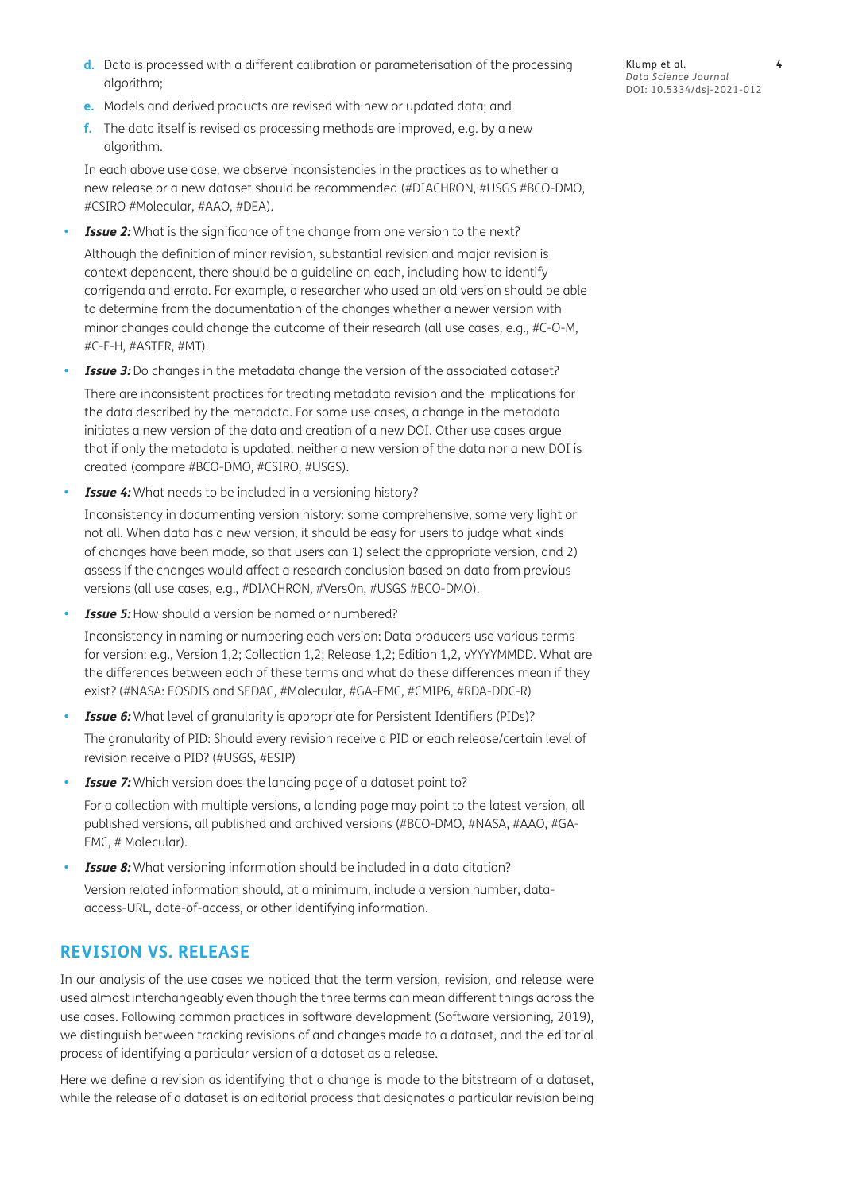d. Data is processed with a different calibration or parameterisation of the processing algorithm;
e. Models and derived products are revised with new or updated data; and
f. The data itself is revised as processing methods are improved, e.g. by a new algorithm.

In each above use case, we observe inconsistencies in the practices as to whether a new release or a new dataset should be recommended (#DIACHRON, #USGS #BCO-DMO, #CSIRO #Molecular, #AAO, #DEA).

- ***Issue 2:*** What is the significance of the change from one version to the next?

  Although the definition of minor revision, substantial revision and major revision is context dependent, there should be a guideline on each, including how to identify corrigenda and errata. For example, a researcher who used an old version should be able to determine from the documentation of the changes whether a newer version with minor changes could change the outcome of their research (all use cases, e.g., #C-O-M, #C-F-H, #ASTER, #MT).

- ***Issue 3:*** Do changes in the metadata change the version of the associated dataset?

  There are inconsistent practices for treating metadata revision and the implications for the data described by the metadata. For some use cases, a change in the metadata initiates a new version of the data and creation of a new DOI. Other use cases argue that if only the metadata is updated, neither a new version of the data nor a new DOI is created (compare #BCO-DMO, #CSIRO, #USGS).

- ***Issue 4:*** What needs to be included in a versioning history?

  Inconsistency in documenting version history: some comprehensive, some very light or not all. When data has a new version, it should be easy for users to judge what kinds of changes have been made, so that users can 1) select the appropriate version, and 2) assess if the changes would affect a research conclusion based on data from previous versions (all use cases, e.g., #DIACHRON, #VersOn, #USGS #BCO-DMO).

- ***Issue 5:*** How should a version be named or numbered?

  Inconsistency in naming or numbering each version: Data producers use various terms for version: e.g., Version 1,2; Collection 1,2; Release 1,2; Edition 1,2, vYYYYMMDD. What are the differences between each of these terms and what do these differences mean if they exist? (#NASA: EOSDIS and SEDAC, #Molecular, #GA-EMC, #CMIP6, #RDA-DDC-R)

- ***Issue 6:*** What level of granularity is appropriate for Persistent Identifiers (PIDs)?

  The granularity of PID: Should every revision receive a PID or each release/certain level of revision receive a PID? (#USGS, #ESIP)

- ***Issue 7:*** Which version does the landing page of a dataset point to?

  For a collection with multiple versions, a landing page may point to the latest version, all published versions, all published and archived versions (#BCO-DMO, #NASA, #AAO, #GA-EMC, # Molecular).

- ***Issue 8:*** What versioning information should be included in a data citation?

  Version related information should, at a minimum, include a version number, data-access-URL, date-of-access, or other identifying information.

## REVISION VS. RELEASE

In our analysis of the use cases we noticed that the term version, revision, and release were used almost interchangeably even though the three terms can mean different things across the use cases. Following common practices in software development (Software versioning, 2019), we distinguish between tracking revisions of and changes made to a dataset, and the editorial process of identifying a particular version of a dataset as a release.

Here we define a revision as identifying that a change is made to the bitstream of a dataset, while the release of a dataset is an editorial process that designates a particular revision being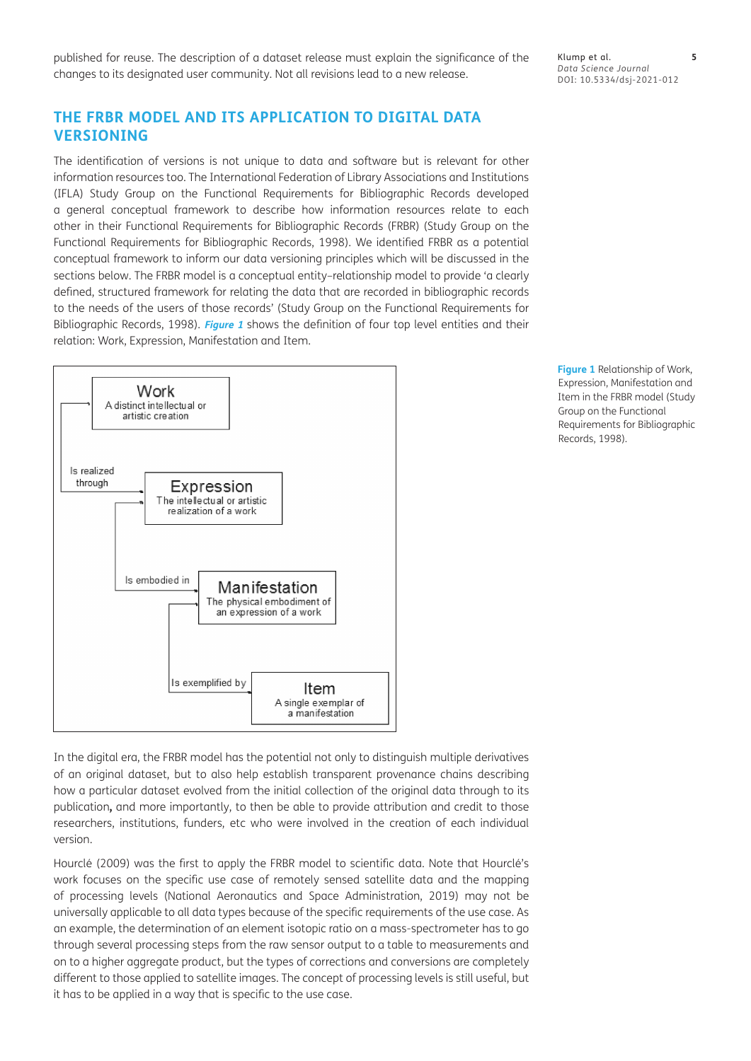published for reuse. The description of a dataset release must explain the significance of the changes to its designated user community. Not all revisions lead to a new release.

## THE FRBR MODEL AND ITS APPLICATION TO DIGITAL DATA VERSIONING

The identification of versions is not unique to data and software but is relevant for other information resources too. The International Federation of Library Associations and Institutions (IFLA) Study Group on the Functional Requirements for Bibliographic Records developed a general conceptual framework to describe how information resources relate to each other in their Functional Requirements for Bibliographic Records (FRBR) (Study Group on the Functional Requirements for Bibliographic Records, 1998). We identified FRBR as a potential conceptual framework to inform our data versioning principles which will be discussed in the sections below. The FRBR model is a conceptual entity-relationship model to provide 'a clearly defined, structured framework for relating the data that are recorded in bibliographic records to the needs of the users of those records' (Study Group on the Functional Requirements for Bibliographic Records, 1998). ***Figure 1*** shows the definition of four top level entities and their relation: Work, Expression, Manifestation and Item.

Work — A distinct intellectual or artistic creation
Is realized through
Expression — The intellectual or artistic realization of a work
Is embodied in
Manifestation — The physical embodiment of an expression of a work
Is exemplified by
Item — A single exemplar of a manifestation

**Figure 1** Relationship of Work, Expression, Manifestation and Item in the FRBR model (Study Group on the Functional Requirements for Bibliographic Records, 1998).

In the digital era, the FRBR model has the potential not only to distinguish multiple derivatives of an original dataset, but to also help establish transparent provenance chains describing how a particular dataset evolved from the initial collection of the original data through to its publication**,** and more importantly, to then be able to provide attribution and credit to those researchers, institutions, funders, etc who were involved in the creation of each individual version.

Hourclé (2009) was the first to apply the FRBR model to scientific data. Note that Hourclé's work focuses on the specific use case of remotely sensed satellite data and the mapping of processing levels (National Aeronautics and Space Administration, 2019) may not be universally applicable to all data types because of the specific requirements of the use case. As an example, the determination of an element isotopic ratio on a mass-spectrometer has to go through several processing steps from the raw sensor output to a table to measurements and on to a higher aggregate product, but the types of corrections and conversions are completely different to those applied to satellite images. The concept of processing levels is still useful, but it has to be applied in a way that is specific to the use case.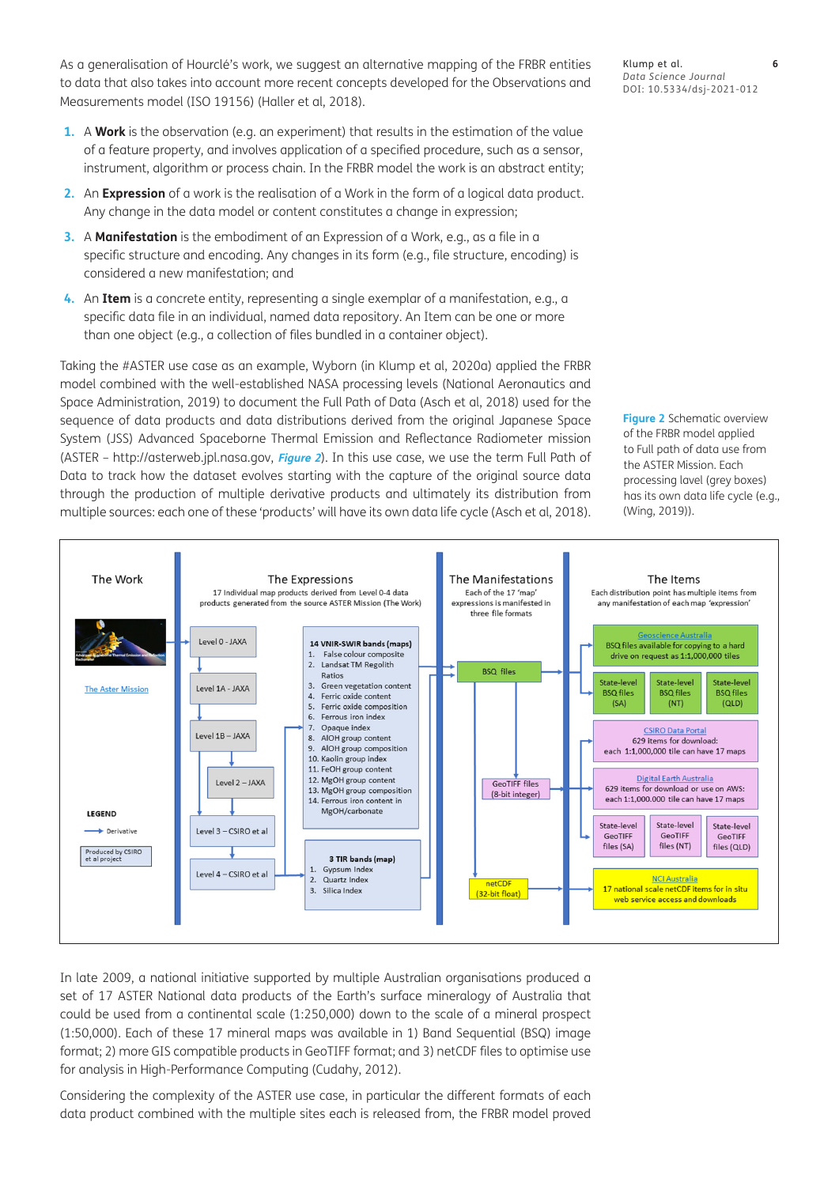As a generalisation of Hourclé's work, we suggest an alternative mapping of the FRBR entities to data that also takes into account more recent concepts developed for the Observations and Measurements model (ISO 19156) (Haller et al, 2018).

1. A **Work** is the observation (e.g. an experiment) that results in the estimation of the value of a feature property, and involves application of a specified procedure, such as a sensor, instrument, algorithm or process chain. In the FRBR model the work is an abstract entity;
2. An **Expression** of a work is the realisation of a Work in the form of a logical data product. Any change in the data model or content constitutes a change in expression;
3. A **Manifestation** is the embodiment of an Expression of a Work, e.g., as a file in a specific structure and encoding. Any changes in its form (e.g., file structure, encoding) is considered a new manifestation; and
4. An **Item** is a concrete entity, representing a single exemplar of a manifestation, e.g., a specific data file in an individual, named data repository. An Item can be one or more than one object (e.g., a collection of files bundled in a container object).

Taking the #ASTER use case as an example, Wyborn (in Klump et al, 2020a) applied the FRBR model combined with the well-established NASA processing levels (National Aeronautics and Space Administration, 2019) to document the Full Path of Data (Asch et al, 2018) used for the sequence of data products and data distributions derived from the original Japanese Space System (JSS) Advanced Spaceborne Thermal Emission and Reflectance Radiometer mission (ASTER – http://asterweb.jpl.nasa.gov, *Figure 2*). In this use case, we use the term Full Path of Data to track how the dataset evolves starting with the capture of the original source data through the production of multiple derivative products and ultimately its distribution from multiple sources: each one of these 'products' will have its own data life cycle (Asch et al, 2018).

**Figure 2** Schematic overview of the FRBR model applied to Full path of data use from the ASTER Mission. Each processing lavel (grey boxes) has its own data life cycle (e.g., (Wing, 2019)).

In late 2009, a national initiative supported by multiple Australian organisations produced a set of 17 ASTER National data products of the Earth's surface mineralogy of Australia that could be used from a continental scale (1:250,000) down to the scale of a mineral prospect (1:50,000). Each of these 17 mineral maps was available in 1) Band Sequential (BSQ) image format; 2) more GIS compatible products in GeoTIFF format; and 3) netCDF files to optimise use for analysis in High-Performance Computing (Cudahy, 2012).

Considering the complexity of the ASTER use case, in particular the different formats of each data product combined with the multiple sites each is released from, the FRBR model proved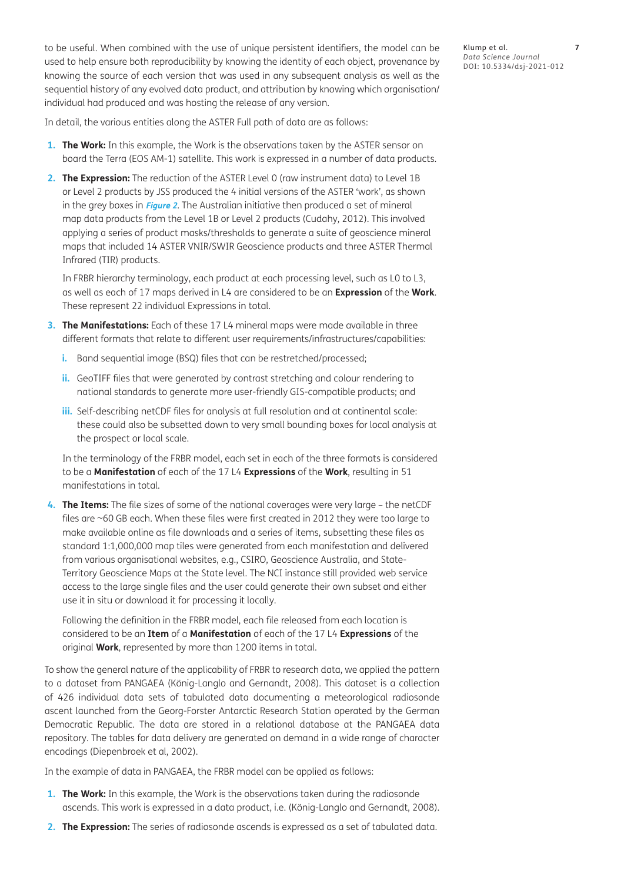to be useful. When combined with the use of unique persistent identifiers, the model can be used to help ensure both reproducibility by knowing the identity of each object, provenance by knowing the source of each version that was used in any subsequent analysis as well as the sequential history of any evolved data product, and attribution by knowing which organisation/individual had produced and was hosting the release of any version.

In detail, the various entities along the ASTER Full path of data are as follows:

1. **The Work:** In this example, the Work is the observations taken by the ASTER sensor on board the Terra (EOS AM-1) satellite. This work is expressed in a number of data products.
2. **The Expression:** The reduction of the ASTER Level 0 (raw instrument data) to Level 1B or Level 2 products by JSS produced the 4 initial versions of the ASTER 'work', as shown in the grey boxes in ***Figure 2***. The Australian initiative then produced a set of mineral map data products from the Level 1B or Level 2 products (Cudahy, 2012). This involved applying a series of product masks/thresholds to generate a suite of geoscience mineral maps that included 14 ASTER VNIR/SWIR Geoscience products and three ASTER Thermal Infrared (TIR) products.

   In FRBR hierarchy terminology, each product at each processing level, such as L0 to L3, as well as each of 17 maps derived in L4 are considered to be an **Expression** of the **Work**. These represent 22 individual Expressions in total.
3. **The Manifestations:** Each of these 17 L4 mineral maps were made available in three different formats that relate to different user requirements/infrastructures/capabilities:
   i. Band sequential image (BSQ) files that can be restretched/processed;
   ii. GeoTIFF files that were generated by contrast stretching and colour rendering to national standards to generate more user-friendly GIS-compatible products; and
   iii. Self-describing netCDF files for analysis at full resolution and at continental scale: these could also be subsetted down to very small bounding boxes for local analysis at the prospect or local scale.

   In the terminology of the FRBR model, each set in each of the three formats is considered to be a **Manifestation** of each of the 17 L4 **Expressions** of the **Work**, resulting in 51 manifestations in total.
4. **The Items:** The file sizes of some of the national coverages were very large – the netCDF files are ~60 GB each. When these files were first created in 2012 they were too large to make available online as file downloads and a series of items, subsetting these files as standard 1:1,000,000 map tiles were generated from each manifestation and delivered from various organisational websites, e.g., CSIRO, Geoscience Australia, and State-Territory Geoscience Maps at the State level. The NCI instance still provided web service access to the large single files and the user could generate their own subset and either use it in situ or download it for processing it locally.

   Following the definition in the FRBR model, each file released from each location is considered to be an **Item** of a **Manifestation** of each of the 17 L4 **Expressions** of the original **Work**, represented by more than 1200 items in total.

To show the general nature of the applicability of FRBR to research data, we applied the pattern to a dataset from PANGAEA (König-Langlo and Gernandt, 2008). This dataset is a collection of 426 individual data sets of tabulated data documenting a meteorological radiosonde ascent launched from the Georg-Forster Antarctic Research Station operated by the German Democratic Republic. The data are stored in a relational database at the PANGAEA data repository. The tables for data delivery are generated on demand in a wide range of character encodings (Diepenbroek et al, 2002).

In the example of data in PANGAEA, the FRBR model can be applied as follows:

1. **The Work:** In this example, the Work is the observations taken during the radiosonde ascends. This work is expressed in a data product, i.e. (König-Langlo and Gernandt, 2008).
2. **The Expression:** The series of radiosonde ascends is expressed as a set of tabulated data.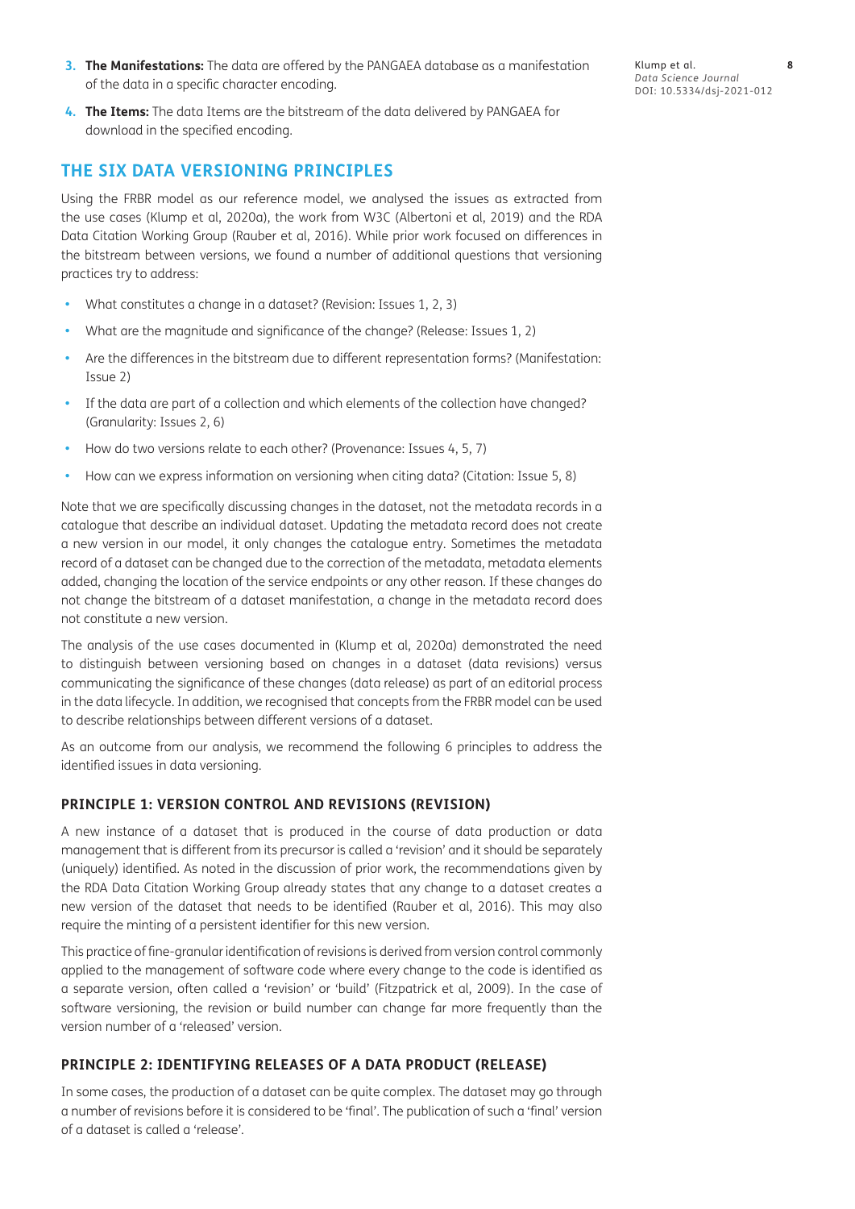3. **The Manifestations:** The data are offered by the PANGAEA database as a manifestation of the data in a specific character encoding.
4. **The Items:** The data Items are the bitstream of the data delivered by PANGAEA for download in the specified encoding.

## THE SIX DATA VERSIONING PRINCIPLES

Using the FRBR model as our reference model, we analysed the issues as extracted from the use cases (Klump et al, 2020a), the work from W3C (Albertoni et al, 2019) and the RDA Data Citation Working Group (Rauber et al, 2016). While prior work focused on differences in the bitstream between versions, we found a number of additional questions that versioning practices try to address:

- What constitutes a change in a dataset? (Revision: Issues 1, 2, 3)
- What are the magnitude and significance of the change? (Release: Issues 1, 2)
- Are the differences in the bitstream due to different representation forms? (Manifestation: Issue 2)
- If the data are part of a collection and which elements of the collection have changed? (Granularity: Issues 2, 6)
- How do two versions relate to each other? (Provenance: Issues 4, 5, 7)
- How can we express information on versioning when citing data? (Citation: Issue 5, 8)

Note that we are specifically discussing changes in the dataset, not the metadata records in a catalogue that describe an individual dataset. Updating the metadata record does not create a new version in our model, it only changes the catalogue entry. Sometimes the metadata record of a dataset can be changed due to the correction of the metadata, metadata elements added, changing the location of the service endpoints or any other reason. If these changes do not change the bitstream of a dataset manifestation, a change in the metadata record does not constitute a new version.

The analysis of the use cases documented in (Klump et al, 2020a) demonstrated the need to distinguish between versioning based on changes in a dataset (data revisions) versus communicating the significance of these changes (data release) as part of an editorial process in the data lifecycle. In addition, we recognised that concepts from the FRBR model can be used to describe relationships between different versions of a dataset.

As an outcome from our analysis, we recommend the following 6 principles to address the identified issues in data versioning.

### PRINCIPLE 1: VERSION CONTROL AND REVISIONS (REVISION)

A new instance of a dataset that is produced in the course of data production or data management that is different from its precursor is called a 'revision' and it should be separately (uniquely) identified. As noted in the discussion of prior work, the recommendations given by the RDA Data Citation Working Group already states that any change to a dataset creates a new version of the dataset that needs to be identified (Rauber et al, 2016). This may also require the minting of a persistent identifier for this new version.

This practice of fine-granular identification of revisions is derived from version control commonly applied to the management of software code where every change to the code is identified as a separate version, often called a 'revision' or 'build' (Fitzpatrick et al, 2009). In the case of software versioning, the revision or build number can change far more frequently than the version number of a 'released' version.

### PRINCIPLE 2: IDENTIFYING RELEASES OF A DATA PRODUCT (RELEASE)

In some cases, the production of a dataset can be quite complex. The dataset may go through a number of revisions before it is considered to be 'final'. The publication of such a 'final' version of a dataset is called a 'release'.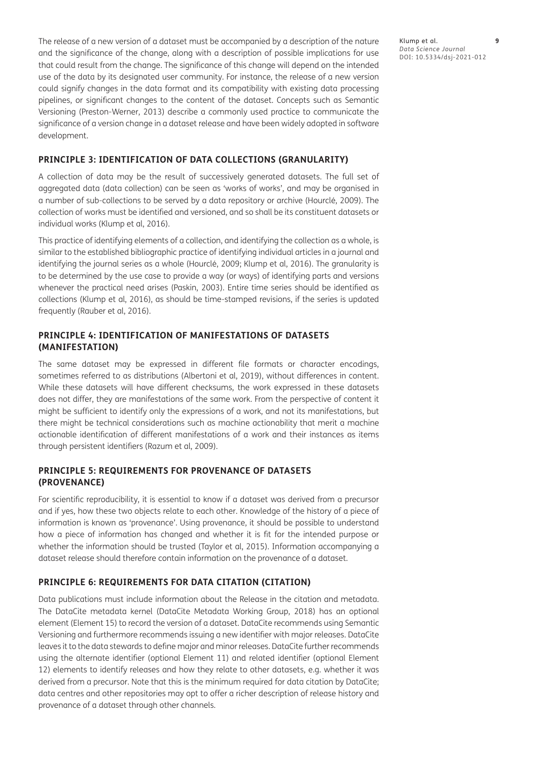The release of a new version of a dataset must be accompanied by a description of the nature and the significance of the change, along with a description of possible implications for use that could result from the change. The significance of this change will depend on the intended use of the data by its designated user community. For instance, the release of a new version could signify changes in the data format and its compatibility with existing data processing pipelines, or significant changes to the content of the dataset. Concepts such as Semantic Versioning (Preston-Werner, 2013) describe a commonly used practice to communicate the significance of a version change in a dataset release and have been widely adopted in software development.

### PRINCIPLE 3: IDENTIFICATION OF DATA COLLECTIONS (GRANULARITY)

A collection of data may be the result of successively generated datasets. The full set of aggregated data (data collection) can be seen as 'works of works', and may be organised in a number of sub-collections to be served by a data repository or archive (Hourclé, 2009). The collection of works must be identified and versioned, and so shall be its constituent datasets or individual works (Klump et al, 2016).

This practice of identifying elements of a collection, and identifying the collection as a whole, is similar to the established bibliographic practice of identifying individual articles in a journal and identifying the journal series as a whole (Hourclé, 2009; Klump et al, 2016). The granularity is to be determined by the use case to provide a way (or ways) of identifying parts and versions whenever the practical need arises (Paskin, 2003). Entire time series should be identified as collections (Klump et al, 2016), as should be time-stamped revisions, if the series is updated frequently (Rauber et al, 2016).

### PRINCIPLE 4: IDENTIFICATION OF MANIFESTATIONS OF DATASETS (MANIFESTATION)

The same dataset may be expressed in different file formats or character encodings, sometimes referred to as distributions (Albertoni et al, 2019), without differences in content. While these datasets will have different checksums, the work expressed in these datasets does not differ, they are manifestations of the same work. From the perspective of content it might be sufficient to identify only the expressions of a work, and not its manifestations, but there might be technical considerations such as machine actionability that merit a machine actionable identification of different manifestations of a work and their instances as items through persistent identifiers (Razum et al, 2009).

### PRINCIPLE 5: REQUIREMENTS FOR PROVENANCE OF DATASETS (PROVENANCE)

For scientific reproducibility, it is essential to know if a dataset was derived from a precursor and if yes, how these two objects relate to each other. Knowledge of the history of a piece of information is known as 'provenance'. Using provenance, it should be possible to understand how a piece of information has changed and whether it is fit for the intended purpose or whether the information should be trusted (Taylor et al, 2015). Information accompanying a dataset release should therefore contain information on the provenance of a dataset.

### PRINCIPLE 6: REQUIREMENTS FOR DATA CITATION (CITATION)

Data publications must include information about the Release in the citation and metadata. The DataCite metadata kernel (DataCite Metadata Working Group, 2018) has an optional element (Element 15) to record the version of a dataset. DataCite recommends using Semantic Versioning and furthermore recommends issuing a new identifier with major releases. DataCite leaves it to the data stewards to define major and minor releases. DataCite further recommends using the alternate identifier (optional Element 11) and related identifier (optional Element 12) elements to identify releases and how they relate to other datasets, e.g. whether it was derived from a precursor. Note that this is the minimum required for data citation by DataCite; data centres and other repositories may opt to offer a richer description of release history and provenance of a dataset through other channels.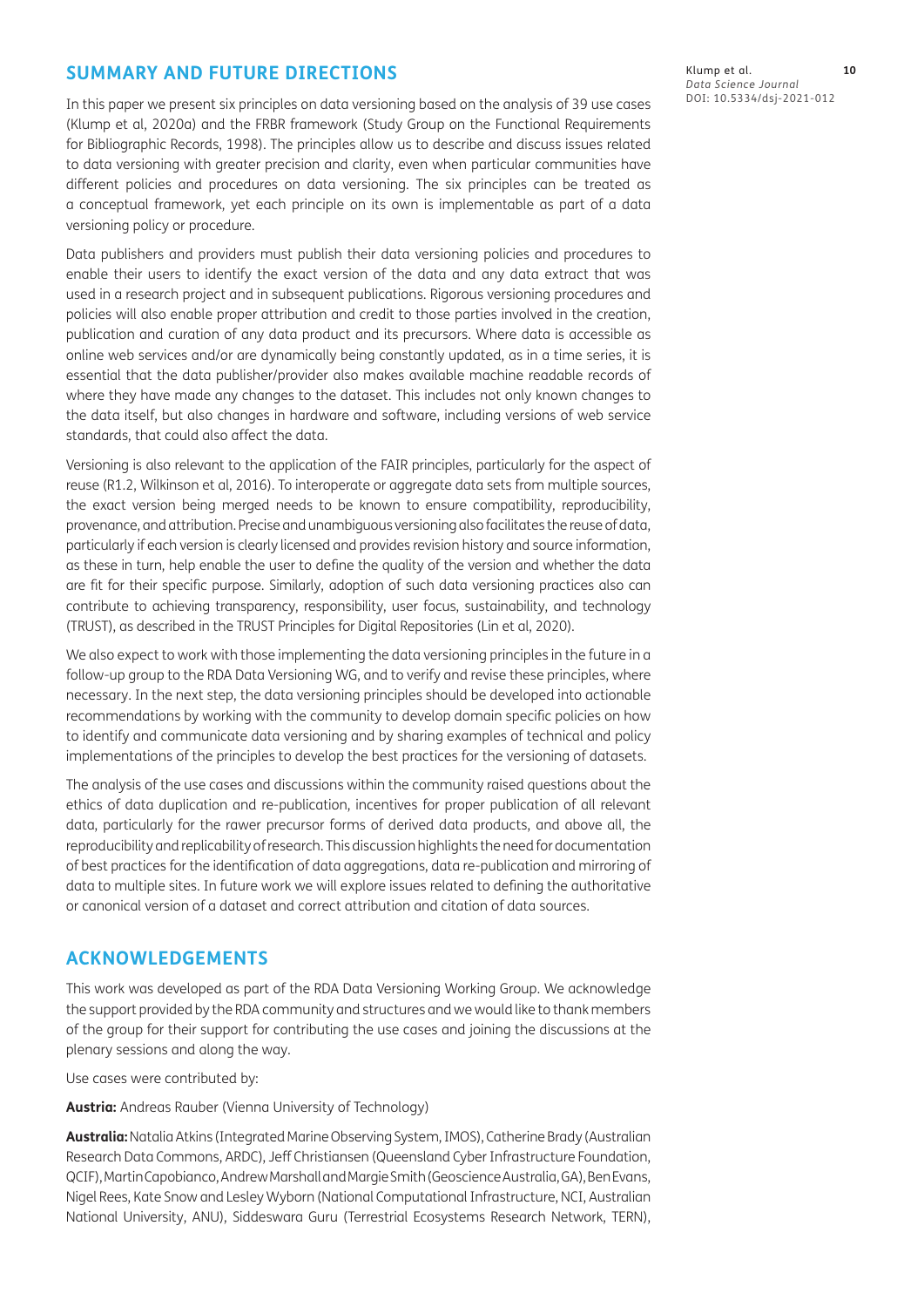## SUMMARY AND FUTURE DIRECTIONS

In this paper we present six principles on data versioning based on the analysis of 39 use cases (Klump et al, 2020a) and the FRBR framework (Study Group on the Functional Requirements for Bibliographic Records, 1998). The principles allow us to describe and discuss issues related to data versioning with greater precision and clarity, even when particular communities have different policies and procedures on data versioning. The six principles can be treated as a conceptual framework, yet each principle on its own is implementable as part of a data versioning policy or procedure.

Data publishers and providers must publish their data versioning policies and procedures to enable their users to identify the exact version of the data and any data extract that was used in a research project and in subsequent publications. Rigorous versioning procedures and policies will also enable proper attribution and credit to those parties involved in the creation, publication and curation of any data product and its precursors. Where data is accessible as online web services and/or are dynamically being constantly updated, as in a time series, it is essential that the data publisher/provider also makes available machine readable records of where they have made any changes to the dataset. This includes not only known changes to the data itself, but also changes in hardware and software, including versions of web service standards, that could also affect the data.

Versioning is also relevant to the application of the FAIR principles, particularly for the aspect of reuse (R1.2, Wilkinson et al, 2016). To interoperate or aggregate data sets from multiple sources, the exact version being merged needs to be known to ensure compatibility, reproducibility, provenance, and attribution. Precise and unambiguous versioning also facilitates the reuse of data, particularly if each version is clearly licensed and provides revision history and source information, as these in turn, help enable the user to define the quality of the version and whether the data are fit for their specific purpose. Similarly, adoption of such data versioning practices also can contribute to achieving transparency, responsibility, user focus, sustainability, and technology (TRUST), as described in the TRUST Principles for Digital Repositories (Lin et al, 2020).

We also expect to work with those implementing the data versioning principles in the future in a follow-up group to the RDA Data Versioning WG, and to verify and revise these principles, where necessary. In the next step, the data versioning principles should be developed into actionable recommendations by working with the community to develop domain specific policies on how to identify and communicate data versioning and by sharing examples of technical and policy implementations of the principles to develop the best practices for the versioning of datasets.

The analysis of the use cases and discussions within the community raised questions about the ethics of data duplication and re-publication, incentives for proper publication of all relevant data, particularly for the rawer precursor forms of derived data products, and above all, the reproducibility and replicability of research. This discussion highlights the need for documentation of best practices for the identification of data aggregations, data re-publication and mirroring of data to multiple sites. In future work we will explore issues related to defining the authoritative or canonical version of a dataset and correct attribution and citation of data sources.

## ACKNOWLEDGEMENTS

This work was developed as part of the RDA Data Versioning Working Group. We acknowledge the support provided by the RDA community and structures and we would like to thank members of the group for their support for contributing the use cases and joining the discussions at the plenary sessions and along the way.

Use cases were contributed by:

**Austria:** Andreas Rauber (Vienna University of Technology)

**Australia:** Natalia Atkins (Integrated Marine Observing System, IMOS), Catherine Brady (Australian Research Data Commons, ARDC), Jeff Christiansen (Queensland Cyber Infrastructure Foundation, QCIF), Martin Capobianco, Andrew Marshall and Margie Smith (Geoscience Australia, GA), Ben Evans, Nigel Rees, Kate Snow and Lesley Wyborn (National Computational Infrastructure, NCI, Australian National University, ANU), Siddeswara Guru (Terrestrial Ecosystems Research Network, TERN),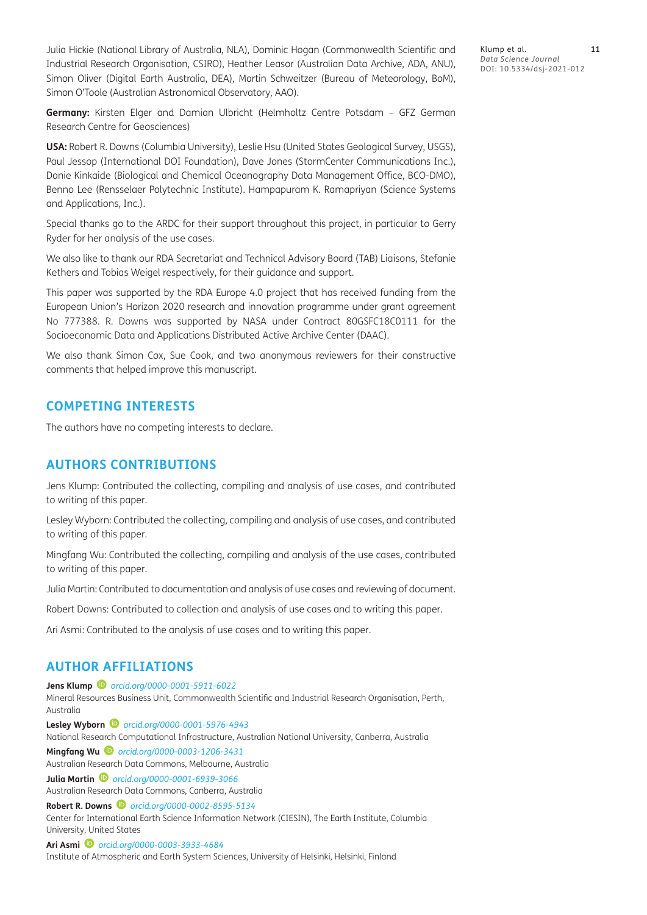Julia Hickie (National Library of Australia, NLA), Dominic Hogan (Commonwealth Scientific and Industrial Research Organisation, CSIRO), Heather Leasor (Australian Data Archive, ADA, ANU), Simon Oliver (Digital Earth Australia, DEA), Martin Schweitzer (Bureau of Meteorology, BoM), Simon O'Toole (Australian Astronomical Observatory, AAO).

**Germany:** Kirsten Elger and Damian Ulbricht (Helmholtz Centre Potsdam – GFZ German Research Centre for Geosciences)

**USA:** Robert R. Downs (Columbia University), Leslie Hsu (United States Geological Survey, USGS), Paul Jessop (International DOI Foundation), Dave Jones (StormCenter Communications Inc.), Danie Kinkaide (Biological and Chemical Oceanography Data Management Office, BCO-DMO), Benno Lee (Rensselaer Polytechnic Institute). Hampapuram K. Ramapriyan (Science Systems and Applications, Inc.).

Special thanks go to the ARDC for their support throughout this project, in particular to Gerry Ryder for her analysis of the use cases.

We also like to thank our RDA Secretariat and Technical Advisory Board (TAB) Liaisons, Stefanie Kethers and Tobias Weigel respectively, for their guidance and support.

This paper was supported by the RDA Europe 4.0 project that has received funding from the European Union's Horizon 2020 research and innovation programme under grant agreement No 777388. R. Downs was supported by NASA under Contract 80GSFC18C0111 for the Socioeconomic Data and Applications Distributed Active Archive Center (DAAC).

We also thank Simon Cox, Sue Cook, and two anonymous reviewers for their constructive comments that helped improve this manuscript.

## COMPETING INTERESTS

The authors have no competing interests to declare.

## AUTHORS CONTRIBUTIONS

Jens Klump: Contributed the collecting, compiling and analysis of use cases, and contributed to writing of this paper.

Lesley Wyborn: Contributed the collecting, compiling and analysis of use cases, and contributed to writing of this paper.

Mingfang Wu: Contributed the collecting, compiling and analysis of the use cases, contributed to writing of this paper.

Julia Martin: Contributed to documentation and analysis of use cases and reviewing of document.

Robert Downs: Contributed to collection and analysis of use cases and to writing this paper.

Ari Asmi: Contributed to the analysis of use cases and to writing this paper.

## AUTHOR AFFILIATIONS

**Jens Klump** *orcid.org/0000-0001-5911-6022*
Mineral Resources Business Unit, Commonwealth Scientific and Industrial Research Organisation, Perth, Australia

**Lesley Wyborn** *orcid.org/0000-0001-5976-4943*
National Research Computational Infrastructure, Australian National University, Canberra, Australia

**Mingfang Wu** *orcid.org/0000-0003-1206-3431*
Australian Research Data Commons, Melbourne, Australia

**Julia Martin** *orcid.org/0000-0001-6939-3066*
Australian Research Data Commons, Canberra, Australia

**Robert R. Downs** *orcid.org/0000-0002-8595-5134*
Center for International Earth Science Information Network (CIESIN), The Earth Institute, Columbia University, United States

**Ari Asmi** *orcid.org/0000-0003-3933-4684*
Institute of Atmospheric and Earth System Sciences, University of Helsinki, Helsinki, Finland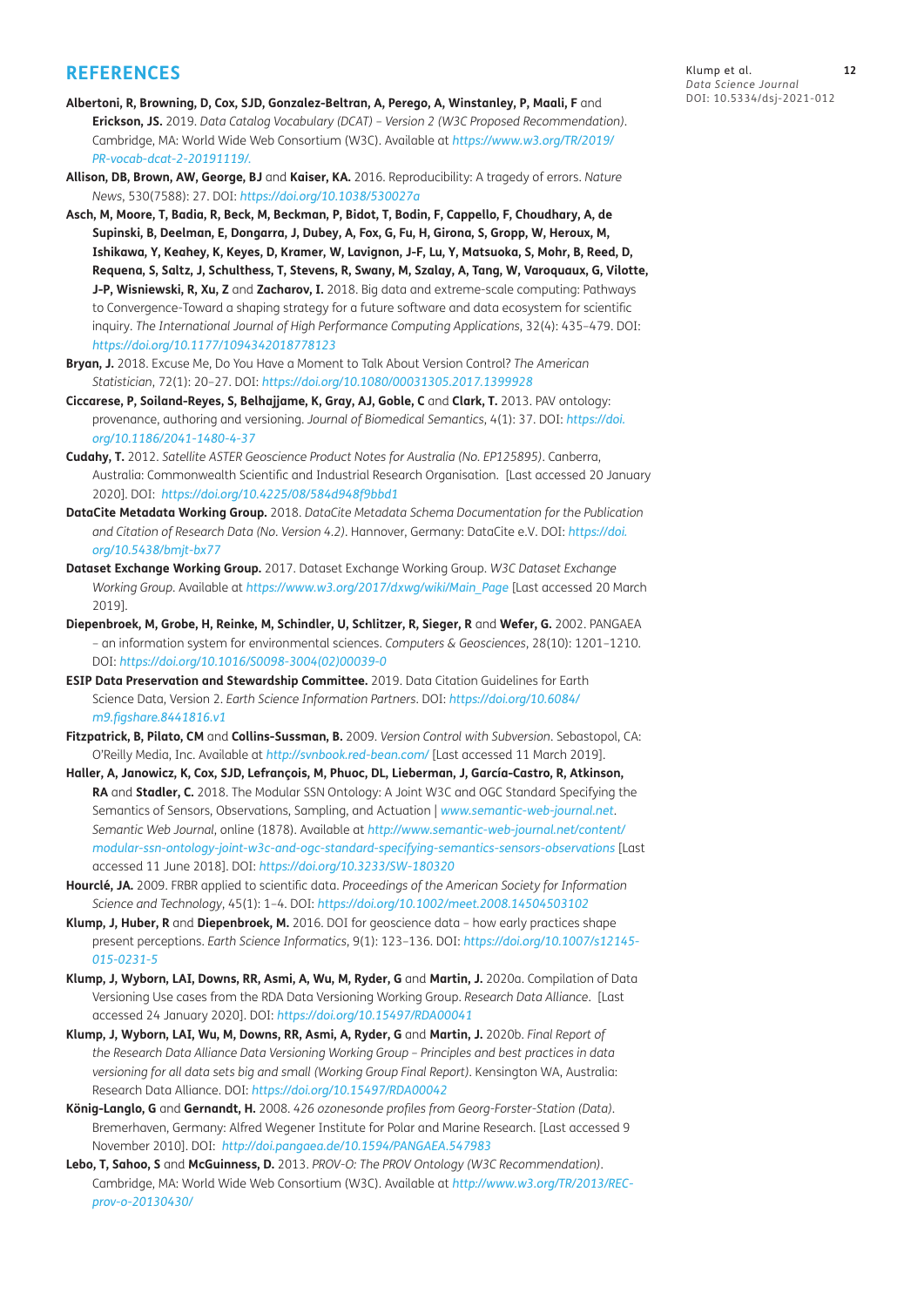## REFERENCES

**Albertoni, R, Browning, D, Cox, SJD, Gonzalez-Beltran, A, Perego, A, Winstanley, P, Maali, F** and **Erickson, JS.** 2019. *Data Catalog Vocabulary (DCAT) – Version 2 (W3C Proposed Recommendation)*. Cambridge, MA: World Wide Web Consortium (W3C). Available at *https://www.w3.org/TR/2019/PR-vocab-dcat-2-20191119/.*

**Allison, DB, Brown, AW, George, BJ** and **Kaiser, KA.** 2016. Reproducibility: A tragedy of errors. *Nature News*, 530(7588): 27. DOI: *https://doi.org/10.1038/530027a*

**Asch, M, Moore, T, Badia, R, Beck, M, Beckman, P, Bidot, T, Bodin, F, Cappello, F, Choudhary, A, de Supinski, B, Deelman, E, Dongarra, J, Dubey, A, Fox, G, Fu, H, Girona, S, Gropp, W, Heroux, M, Ishikawa, Y, Keahey, K, Keyes, D, Kramer, W, Lavignon, J-F, Lu, Y, Matsuoka, S, Mohr, B, Reed, D, Requena, S, Saltz, J, Schulthess, T, Stevens, R, Swany, M, Szalay, A, Tang, W, Varoquaux, G, Vilotte, J-P, Wisniewski, R, Xu, Z** and **Zacharov, I.** 2018. Big data and extreme-scale computing: Pathways to Convergence-Toward a shaping strategy for a future software and data ecosystem for scientific inquiry. *The International Journal of High Performance Computing Applications*, 32(4): 435–479. DOI: *https://doi.org/10.1177/1094342018778123*

**Bryan, J.** 2018. Excuse Me, Do You Have a Moment to Talk About Version Control? *The American Statistician*, 72(1): 20–27. DOI: *https://doi.org/10.1080/00031305.2017.1399928*

**Ciccarese, P, Soiland-Reyes, S, Belhajjame, K, Gray, AJ, Goble, C** and **Clark, T.** 2013. PAV ontology: provenance, authoring and versioning. *Journal of Biomedical Semantics*, 4(1): 37. DOI: *https://doi.org/10.1186/2041-1480-4-37*

**Cudahy, T.** 2012. *Satellite ASTER Geoscience Product Notes for Australia (No. EP125895)*. Canberra, Australia: Commonwealth Scientific and Industrial Research Organisation. [Last accessed 20 January 2020]. DOI: *https://doi.org/10.4225/08/584d948f9bbd1*

**DataCite Metadata Working Group.** 2018. *DataCite Metadata Schema Documentation for the Publication and Citation of Research Data (No. Version 4.2)*. Hannover, Germany: DataCite e.V. DOI: *https://doi.org/10.5438/bmjt-bx77*

**Dataset Exchange Working Group.** 2017. Dataset Exchange Working Group. *W3C Dataset Exchange Working Group*. Available at *https://www.w3.org/2017/dxwg/wiki/Main_Page* [Last accessed 20 March 2019].

**Diepenbroek, M, Grobe, H, Reinke, M, Schindler, U, Schlitzer, R, Sieger, R** and **Wefer, G.** 2002. PANGAEA – an information system for environmental sciences. *Computers & Geosciences*, 28(10): 1201–1210. DOI: *https://doi.org/10.1016/S0098-3004(02)00039-0*

**ESIP Data Preservation and Stewardship Committee.** 2019. Data Citation Guidelines for Earth Science Data, Version 2. *Earth Science Information Partners*. DOI: *https://doi.org/10.6084/m9.figshare.8441816.v1*

**Fitzpatrick, B, Pilato, CM** and **Collins-Sussman, B.** 2009. *Version Control with Subversion*. Sebastopol, CA: O'Reilly Media, Inc. Available at *http://svnbook.red-bean.com/* [Last accessed 11 March 2019].

**Haller, A, Janowicz, K, Cox, SJD, Lefrançois, M, Phuoc, DL, Lieberman, J, García-Castro, R, Atkinson, RA** and **Stadler, C.** 2018. The Modular SSN Ontology: A Joint W3C and OGC Standard Specifying the Semantics of Sensors, Observations, Sampling, and Actuation | *www.semantic-web-journal.net*. *Semantic Web Journal*, online (1878). Available at *http://www.semantic-web-journal.net/content/modular-ssn-ontology-joint-w3c-and-ogc-standard-specifying-semantics-sensors-observations* [Last accessed 11 June 2018]. DOI: *https://doi.org/10.3233/SW-180320*

**Hourclé, JA.** 2009. FRBR applied to scientific data. *Proceedings of the American Society for Information Science and Technology*, 45(1): 1–4. DOI: *https://doi.org/10.1002/meet.2008.14504503102*

**Klump, J, Huber, R** and **Diepenbroek, M.** 2016. DOI for geoscience data – how early practices shape present perceptions. *Earth Science Informatics*, 9(1): 123–136. DOI: *https://doi.org/10.1007/s12145-015-0231-5*

**Klump, J, Wyborn, LAI, Downs, RR, Asmi, A, Wu, M, Ryder, G** and **Martin, J.** 2020a. Compilation of Data Versioning Use cases from the RDA Data Versioning Working Group. *Research Data Alliance*. [Last accessed 24 January 2020]. DOI: *https://doi.org/10.15497/RDA00041*

**Klump, J, Wyborn, LAI, Wu, M, Downs, RR, Asmi, A, Ryder, G** and **Martin, J.** 2020b. *Final Report of the Research Data Alliance Data Versioning Working Group – Principles and best practices in data versioning for all data sets big and small (Working Group Final Report)*. Kensington WA, Australia: Research Data Alliance. DOI: *https://doi.org/10.15497/RDA00042*

**König-Langlo, G** and **Gernandt, H.** 2008. *426 ozonesonde profiles from Georg-Forster-Station (Data)*. Bremerhaven, Germany: Alfred Wegener Institute for Polar and Marine Research. [Last accessed 9 November 2010]. DOI: *http://doi.pangaea.de/10.1594/PANGAEA.547983*

**Lebo, T, Sahoo, S** and **McGuinness, D.** 2013. *PROV-O: The PROV Ontology (W3C Recommendation)*. Cambridge, MA: World Wide Web Consortium (W3C). Available at *http://www.w3.org/TR/2013/REC-prov-o-20130430/*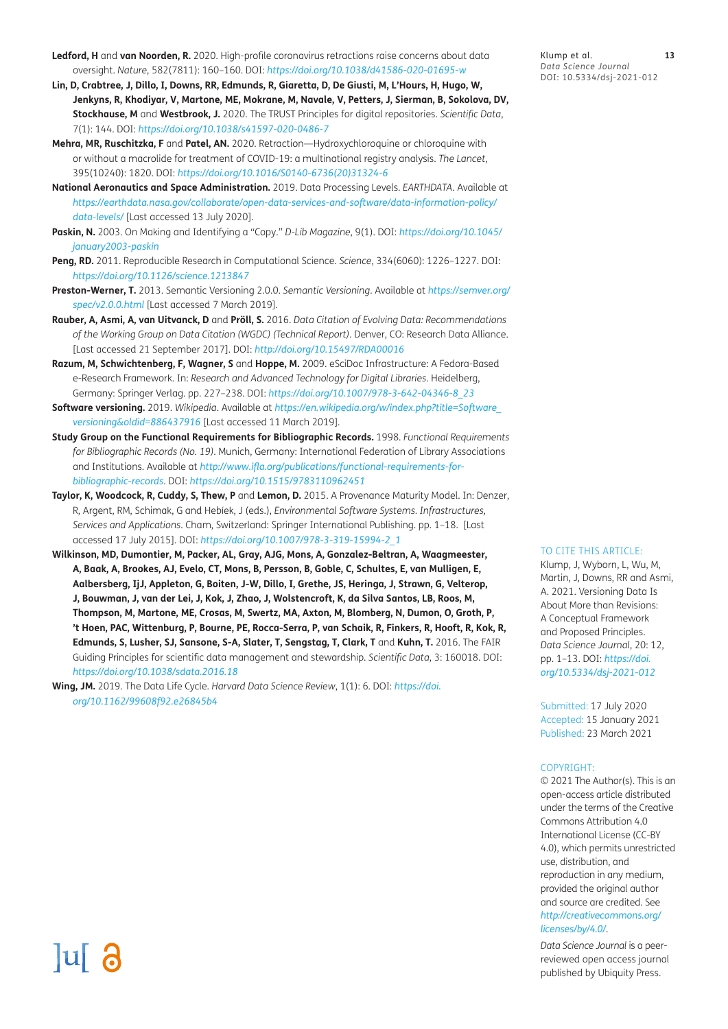**Ledford, H** and **van Noorden, R.** 2020. High-profile coronavirus retractions raise concerns about data oversight. *Nature*, 582(7811): 160–160. DOI: *https://doi.org/10.1038/d41586-020-01695-w*

**Lin, D, Crabtree, J, Dillo, I, Downs, RR, Edmunds, R, Giaretta, D, De Giusti, M, L'Hours, H, Hugo, W, Jenkyns, R, Khodiyar, V, Martone, ME, Mokrane, M, Navale, V, Petters, J, Sierman, B, Sokolova, DV, Stockhause, M** and **Westbrook, J.** 2020. The TRUST Principles for digital repositories. *Scientific Data*, 7(1): 144. DOI: *https://doi.org/10.1038/s41597-020-0486-7*

**Mehra, MR, Ruschitzka, F** and **Patel, AN.** 2020. Retraction—Hydroxychloroquine or chloroquine with or without a macrolide for treatment of COVID-19: a multinational registry analysis. *The Lancet*, 395(10240): 1820. DOI: *https://doi.org/10.1016/S0140-6736(20)31324-6*

**National Aeronautics and Space Administration.** 2019. Data Processing Levels. *EARTHDATA*. Available at *https://earthdata.nasa.gov/collaborate/open-data-services-and-software/data-information-policy/data-levels/* [Last accessed 13 July 2020].

**Paskin, N.** 2003. On Making and Identifying a "Copy." *D-Lib Magazine*, 9(1). DOI: *https://doi.org/10.1045/january2003-paskin*

**Peng, RD.** 2011. Reproducible Research in Computational Science. *Science*, 334(6060): 1226–1227. DOI: *https://doi.org/10.1126/science.1213847*

**Preston-Werner, T.** 2013. Semantic Versioning 2.0.0. *Semantic Versioning*. Available at *https://semver.org/spec/v2.0.0.html* [Last accessed 7 March 2019].

**Rauber, A, Asmi, A, van Uitvanck, D** and **Pröll, S.** 2016. *Data Citation of Evolving Data: Recommendations of the Working Group on Data Citation (WGDC) (Technical Report)*. Denver, CO: Research Data Alliance. [Last accessed 21 September 2017]. DOI: *http://doi.org/10.15497/RDA00016*

**Razum, M, Schwichtenberg, F, Wagner, S** and **Hoppe, M.** 2009. eSciDoc Infrastructure: A Fedora-Based e-Research Framework. In: *Research and Advanced Technology for Digital Libraries*. Heidelberg, Germany: Springer Verlag. pp. 227–238. DOI: *https://doi.org/10.1007/978-3-642-04346-8_23*

**Software versioning.** 2019. *Wikipedia*. Available at *https://en.wikipedia.org/w/index.php?title=Software_versioning&oldid=886437916* [Last accessed 11 March 2019].

**Study Group on the Functional Requirements for Bibliographic Records.** 1998. *Functional Requirements for Bibliographic Records (No. 19)*. Munich, Germany: International Federation of Library Associations and Institutions. Available at *http://www.ifla.org/publications/functional-requirements-for-bibliographic-records*. DOI: *https://doi.org/10.1515/9783110962451*

**Taylor, K, Woodcock, R, Cuddy, S, Thew, P** and **Lemon, D.** 2015. A Provenance Maturity Model. In: Denzer, R, Argent, RM, Schimak, G and Hebiek, J (eds.), *Environmental Software Systems. Infrastructures, Services and Applications*. Cham, Switzerland: Springer International Publishing. pp. 1–18. [Last accessed 17 July 2015]. DOI: *https://doi.org/10.1007/978-3-319-15994-2_1*

**Wilkinson, MD, Dumontier, M, Packer, AL, Gray, AJG, Mons, A, Gonzalez-Beltran, A, Waagmeester, A, Baak, A, Brookes, AJ, Evelo, CT, Mons, B, Persson, B, Goble, C, Schultes, E, van Mulligen, E, Aalbersberg, IjJ, Appleton, G, Boiten, J-W, Dillo, I, Grethe, JS, Heringa, J, Strawn, G, Velterop, J, Bouwman, J, van der Lei, J, Kok, J, Zhao, J, Wolstencroft, K, da Silva Santos, LB, Roos, M, Thompson, M, Martone, ME, Crosas, M, Swertz, MA, Axton, M, Blomberg, N, Dumon, O, Groth, P, 't Hoen, PAC, Wittenburg, P, Bourne, PE, Rocca-Serra, P, van Schaik, R, Finkers, R, Hooft, R, Kok, R, Edmunds, S, Lusher, SJ, Sansone, S-A, Slater, T, Sengstag, T, Clark, T** and **Kuhn, T.** 2016. The FAIR Guiding Principles for scientific data management and stewardship. *Scientific Data*, 3: 160018. DOI: *https://doi.org/10.1038/sdata.2016.18*

**Wing, JM.** 2019. The Data Life Cycle. *Harvard Data Science Review*, 1(1): 6. DOI: *https://doi.org/10.1162/99608f92.e26845b4*

TO CITE THIS ARTICLE:

Klump, J, Wyborn, L, Wu, M, Martin, J, Downs, RR and Asmi, A. 2021. Versioning Data Is About More than Revisions: A Conceptual Framework and Proposed Principles. *Data Science Journal*, 20: 12, pp. 1–13. DOI: *https://doi.org/10.5334/dsj-2021-012*

Submitted: 17 July 2020
Accepted: 15 January 2021
Published: 23 March 2021

COPYRIGHT:

© 2021 The Author(s). This is an open-access article distributed under the terms of the Creative Commons Attribution 4.0 International License (CC-BY 4.0), which permits unrestricted use, distribution, and reproduction in any medium, provided the original author and source are credited. See *http://creativecommons.org/licenses/by/4.0/*.

*Data Science Journal* is a peer-reviewed open access journal published by Ubiquity Press.